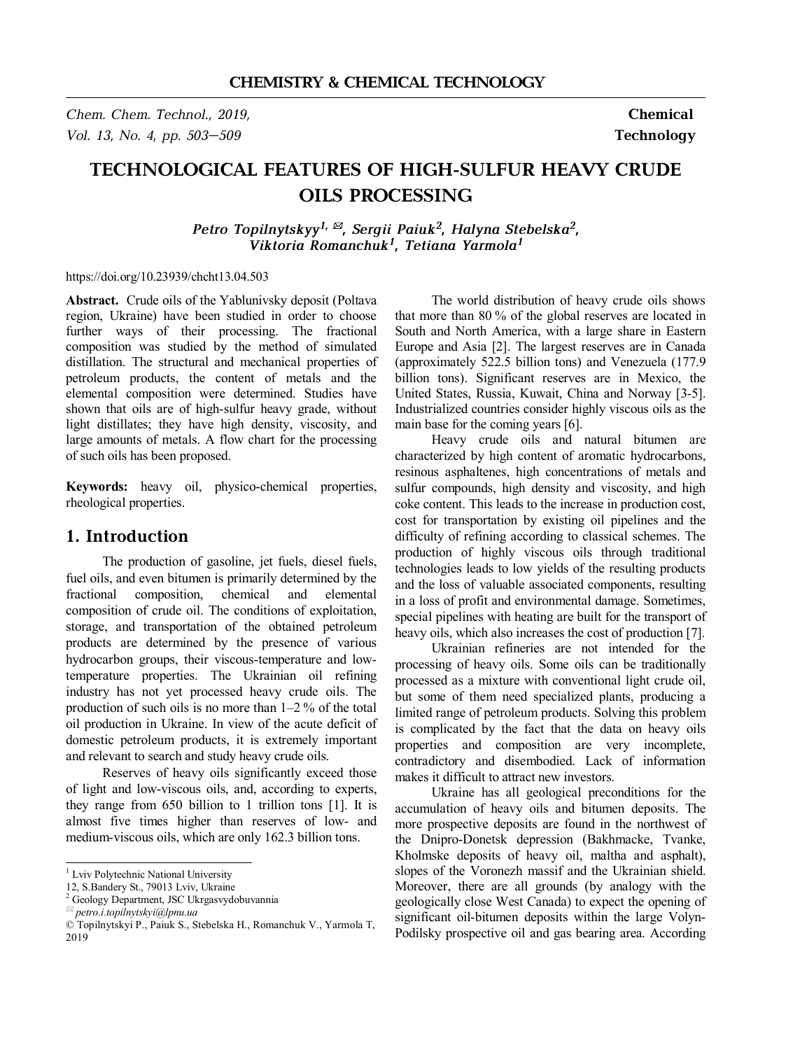CHEMISTRY & CHEMICAL TECHNOLOGY

*Chem. Chem. Technol., 2019,*
*Vol. 13, No. 4, pp. 503–509*

**Chemical Technology**

# TECHNOLOGICAL FEATURES OF HIGH-SULFUR HEAVY CRUDE OILS PROCESSING

*Petro Topilnytskyy[1, ✉], Sergii Paiuk[2], Halyna Stebelska[2], Viktoria Romanchuk[1], Tetiana Yarmola[1]*

https://doi.org/10.23939/chcht13.04.503

**Abstract.** Crude oils of the Yablunivsky deposit (Poltava region, Ukraine) have been studied in order to choose further ways of their processing. The fractional composition was studied by the method of simulated distillation. The structural and mechanical properties of petroleum products, the content of metals and the elemental composition were determined. Studies have shown that oils are of high-sulfur heavy grade, without light distillates; they have high density, viscosity, and large amounts of metals. A flow chart for the processing of such oils has been proposed.

**Keywords:** heavy oil, physico-chemical properties, rheological properties.

## 1. Introduction

The production of gasoline, jet fuels, diesel fuels, fuel oils, and even bitumen is primarily determined by the fractional composition, chemical and elemental composition of crude oil. The conditions of exploitation, storage, and transportation of the obtained petroleum products are determined by the presence of various hydrocarbon groups, their viscous-temperature and low-temperature properties. The Ukrainian oil refining industry has not yet processed heavy crude oils. The production of such oils is no more than 1–2 % of the total oil production in Ukraine. In view of the acute deficit of domestic petroleum products, it is extremely important and relevant to search and study heavy crude oils.

Reserves of heavy oils significantly exceed those of light and low-viscous oils, and, according to experts, they range from 650 billion to 1 trillion tons [1]. It is almost five times higher than reserves of low- and medium-viscous oils, which are only 162.3 billion tons.

The world distribution of heavy crude oils shows that more than 80 % of the global reserves are located in South and North America, with a large share in Eastern Europe and Asia [2]. The largest reserves are in Canada (approximately 522.5 billion tons) and Venezuela (177.9 billion tons). Significant reserves are in Mexico, the United States, Russia, Kuwait, China and Norway [3-5]. Industrialized countries consider highly viscous oils as the main base for the coming years [6].

Heavy crude oils and natural bitumen are characterized by high content of aromatic hydrocarbons, resinous asphaltenes, high concentrations of metals and sulfur compounds, high density and viscosity, and high coke content. This leads to the increase in production cost, cost for transportation by existing oil pipelines and the difficulty of refining according to classical schemes. The production of highly viscous oils through traditional technologies leads to low yields of the resulting products and the loss of valuable associated components, resulting in a loss of profit and environmental damage. Sometimes, special pipelines with heating are built for the transport of heavy oils, which also increases the cost of production [7].

Ukrainian refineries are not intended for the processing of heavy oils. Some oils can be traditionally processed as a mixture with conventional light crude oil, but some of them need specialized plants, producing a limited range of petroleum products. Solving this problem is complicated by the fact that the data on heavy oils properties and composition are very incomplete, contradictory and disembodied. Lack of information makes it difficult to attract new investors.

Ukraine has all geological preconditions for the accumulation of heavy oils and bitumen deposits. The more prospective deposits are found in the northwest of the Dnipro-Donetsk depression (Bakhmacke, Tvanke, Kholmske deposits of heavy oil, maltha and asphalt), slopes of the Voronezh massif and the Ukrainian shield. Moreover, there are all grounds (by analogy with the geologically close West Canada) to expect the opening of significant oil-bitumen deposits within the large Volyn-Podilsky prospective oil and gas bearing area. According

---

[1] Lviv Polytechnic National University
12, S.Bandery St., 79013 Lviv, Ukraine
[2] Geology Department, JSC Ukrgasvydobuvannia
✉ *petro.i.topilnytskyi@lpnu.ua*
© Topilnytskyi P., Paiuk S., Stebelska H., Romanchuk V., Yarmola T, 2019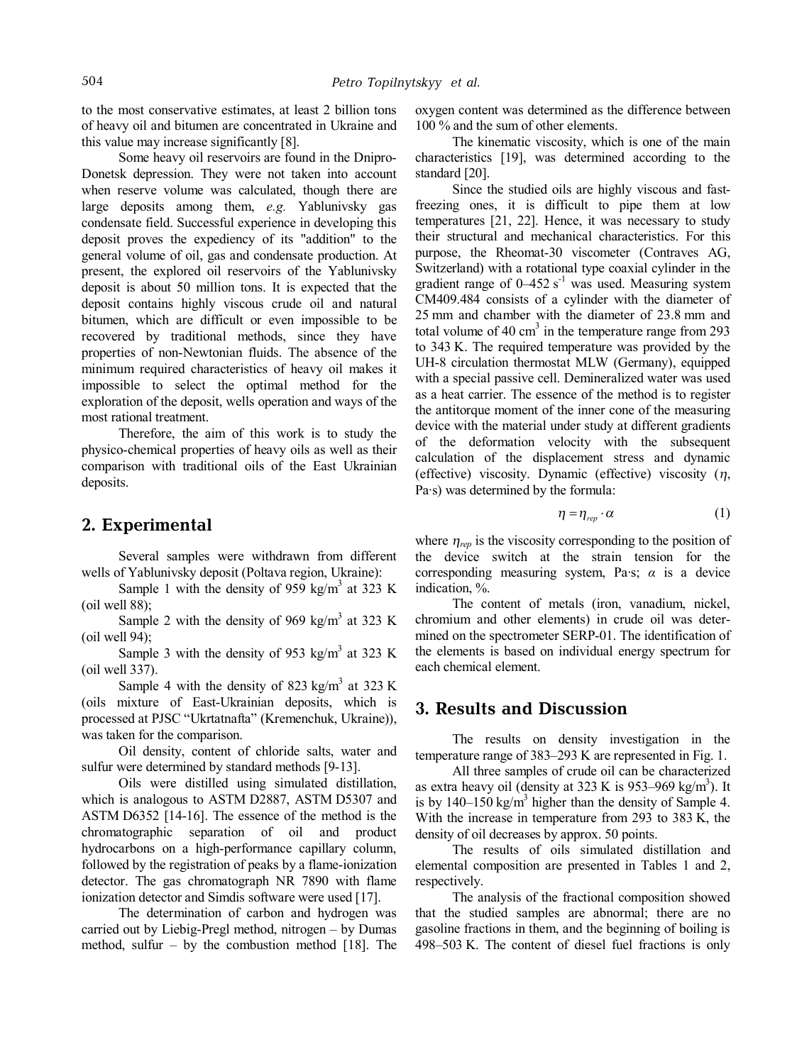to the most conservative estimates, at least 2 billion tons of heavy oil and bitumen are concentrated in Ukraine and this value may increase significantly [8].

Some heavy oil reservoirs are found in the Dnipro-Donetsk depression. They were not taken into account when reserve volume was calculated, though there are large deposits among them, *e.g.* Yablunivsky gas condensate field. Successful experience in developing this deposit proves the expediency of its "addition" to the general volume of oil, gas and condensate production. At present, the explored oil reservoirs of the Yablunivsky deposit is about 50 million tons. It is expected that the deposit contains highly viscous crude oil and natural bitumen, which are difficult or even impossible to be recovered by traditional methods, since they have properties of non-Newtonian fluids. The absence of the minimum required characteristics of heavy oil makes it impossible to select the optimal method for the exploration of the deposit, wells operation and ways of the most rational treatment.

Therefore, the aim of this work is to study the physico-chemical properties of heavy oils as well as their comparison with traditional oils of the East Ukrainian deposits.

## 2. Experimental

Several samples were withdrawn from different wells of Yablunivsky deposit (Poltava region, Ukraine):

Sample 1 with the density of 959 kg/m$^3$ at 323 K (oil well 88);

Sample 2 with the density of 969 kg/m$^3$ at 323 K (oil well 94);

Sample 3 with the density of 953 kg/m$^3$ at 323 K (oil well 337).

Sample 4 with the density of 823 kg/m$^3$ at 323 K (oils mixture of East-Ukrainian deposits, which is processed at PJSC "Ukrtatnafta" (Kremenchuk, Ukraine)), was taken for the comparison.

Oil density, content of chloride salts, water and sulfur were determined by standard methods [9-13].

Oils were distilled using simulated distillation, which is analogous to ASTM D2887, ASTM D5307 and ASTM D6352 [14-16]. The essence of the method is the chromatographic separation of oil and product hydrocarbons on a high-performance capillary column, followed by the registration of peaks by a flame-ionization detector. The gas chromatograph NR 7890 with flame ionization detector and Simdis software were used [17].

The determination of carbon and hydrogen was carried out by Liebig-Pregl method, nitrogen – by Dumas method, sulfur – by the combustion method [18]. The oxygen content was determined as the difference between 100 % and the sum of other elements.

The kinematic viscosity, which is one of the main characteristics [19], was determined according to the standard [20].

Since the studied oils are highly viscous and fast-freezing ones, it is difficult to pipe them at low temperatures [21, 22]. Hence, it was necessary to study their structural and mechanical characteristics. For this purpose, the Rheomat-30 viscometer (Contraves AG, Switzerland) with a rotational type coaxial cylinder in the gradient range of 0–452 s$^{-1}$ was used. Measuring system CM409.484 consists of a cylinder with the diameter of 25 mm and chamber with the diameter of 23.8 mm and total volume of 40 cm$^3$ in the temperature range from 293 to 343 K. The required temperature was provided by the UH-8 circulation thermostat MLW (Germany), equipped with a special passive cell. Demineralized water was used as a heat carrier. The essence of the method is to register the antitorque moment of the inner cone of the measuring device with the material under study at different gradients of the deformation velocity with the subsequent calculation of the displacement stress and dynamic (effective) viscosity. Dynamic (effective) viscosity ($\eta$, Pa·s) was determined by the formula:

$$\eta = \eta_{rep} \cdot \alpha \qquad (1)$$

where $\eta_{rep}$ is the viscosity corresponding to the position of the device switch at the strain tension for the corresponding measuring system, Pa·s; $\alpha$ is a device indication, %.

The content of metals (iron, vanadium, nickel, chromium and other elements) in crude oil was determined on the spectrometer SERP-01. The identification of the elements is based on individual energy spectrum for each chemical element.

## 3. Results and Discussion

The results on density investigation in the temperature range of 383–293 K are represented in Fig. 1.

All three samples of crude oil can be characterized as extra heavy oil (density at 323 K is 953–969 kg/m$^3$). It is by 140–150 kg/m$^3$ higher than the density of Sample 4. With the increase in temperature from 293 to 383 K, the density of oil decreases by approx. 50 points.

The results of oils simulated distillation and elemental composition are presented in Tables 1 and 2, respectively.

The analysis of the fractional composition showed that the studied samples are abnormal; there are no gasoline fractions in them, and the beginning of boiling is 498–503 K. The content of diesel fuel fractions is only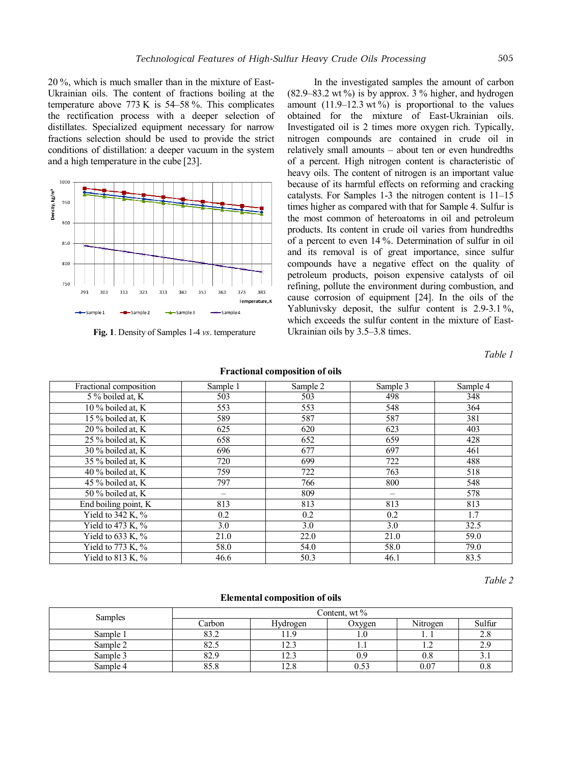20 %, which is much smaller than in the mixture of East-Ukrainian oils. The content of fractions boiling at the temperature above 773 K is 54–58 %. This complicates the rectification process with a deeper selection of distillates. Specialized equipment necessary for narrow fractions selection should be used to provide the strict conditions of distillation: a deeper vacuum in the system and a high temperature in the cube [23].

**Fig. 1**. Density of Samples 1-4 *vs*. temperature

In the investigated samples the amount of carbon (82.9–83.2 wt %) is by approx. 3 % higher, and hydrogen amount (11.9–12.3 wt %) is proportional to the values obtained for the mixture of East-Ukrainian oils. Investigated oil is 2 times more oxygen rich. Typically, nitrogen compounds are contained in crude oil in relatively small amounts – about ten or even hundredths of a percent. High nitrogen content is characteristic of heavy oils. The content of nitrogen is an important value because of its harmful effects on reforming and cracking catalysts. For Samples 1-3 the nitrogen content is 11–15 times higher as compared with that for Sample 4. Sulfur is the most common of heteroatoms in oil and petroleum products. Its content in crude oil varies from hundredths of a percent to even 14 %. Determination of sulfur in oil and its removal is of great importance, since sulfur compounds have a negative effect on the quality of petroleum products, poison expensive catalysts of oil refining, pollute the environment during combustion, and cause corrosion of equipment [24]. In the oils of the Yablunivsky deposit, the sulfur content is 2.9-3.1 %, which exceeds the sulfur content in the mixture of East-Ukrainian oils by 3.5–3.8 times.

*Table 1*

**Fractional composition of oils**

| Fractional composition | Sample 1 | Sample 2 | Sample 3 | Sample 4 |
|---|---|---|---|---|
| 5 % boiled at, K | 503 | 503 | 498 | 348 |
| 10 % boiled at, K | 553 | 553 | 548 | 364 |
| 15 % boiled at, K | 589 | 587 | 587 | 381 |
| 20 % boiled at, K | 625 | 620 | 623 | 403 |
| 25 % boiled at, K | 658 | 652 | 659 | 428 |
| 30 % boiled at, K | 696 | 677 | 697 | 461 |
| 35 % boiled at, K | 720 | 699 | 722 | 488 |
| 40 % boiled at, K | 759 | 722 | 763 | 518 |
| 45 % boiled at, K | 797 | 766 | 800 | 548 |
| 50 % boiled at, K | – | 809 | – | 578 |
| End boiling point, K | 813 | 813 | 813 | 813 |
| Yield to 342 K, % | 0.2 | 0.2 | 0.2 | 1.7 |
| Yield to 473 K, % | 3.0 | 3.0 | 3.0 | 32.5 |
| Yield to 633 K, % | 21.0 | 22.0 | 21.0 | 59.0 |
| Yield to 773 K, % | 58.0 | 54.0 | 58.0 | 79.0 |
| Yield to 813 K, % | 46.6 | 50.3 | 46.1 | 83.5 |

*Table 2*

**Elemental composition of oils**

| Samples | Content, wt % | | | | |
|---|---|---|---|---|---|
| | Carbon | Hydrogen | Oxygen | Nitrogen | Sulfur |
| Sample 1 | 83.2 | 11.9 | 1.0 | 1. 1 | 2.8 |
| Sample 2 | 82.5 | 12.3 | 1.1 | 1.2 | 2.9 |
| Sample 3 | 82.9 | 12.3 | 0.9 | 0.8 | 3.1 |
| Sample 4 | 85.8 | 12.8 | 0.53 | 0.07 | 0.8 |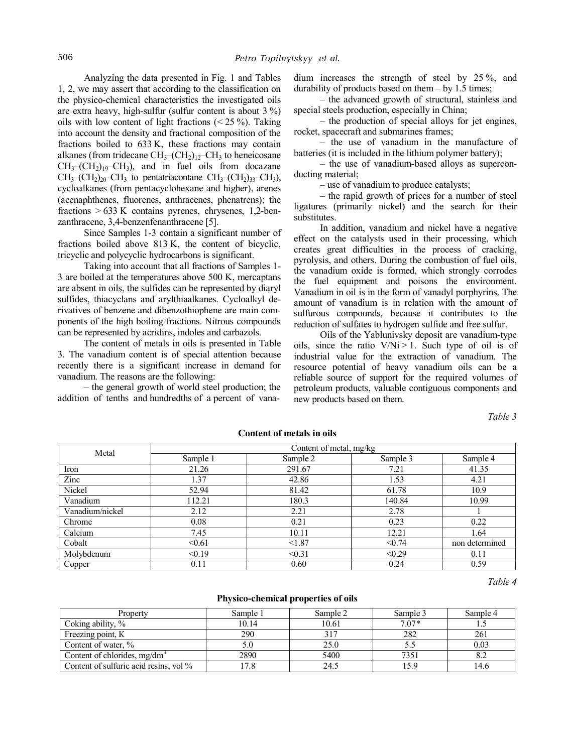Analyzing the data presented in Fig. 1 and Tables 1, 2, we may assert that according to the classification on the physico-chemical characteristics the investigated oils are extra heavy, high-sulfur (sulfur content is about 3 %) oils with low content of light fractions (< 25 %). Taking into account the density and fractional composition of the fractions boiled to 633 K, these fractions may contain alkanes (from tridecane $CH_3–(CH_2)_{12}–CH_3$ to heneicosane $CH_3–(CH_2)_{19}–CH_3$), and in fuel oils from docazane $CH_3–(CH_2)_{20}–CH_3$ to pentatriacontane $CH_3–(CH_2)_{33}–CH_3$), cycloalkanes (from pentacyclohexane and higher), arenes (acenaphthenes, fluorenes, anthracenes, phenatrens); the fractions > 633 K contains pyrenes, chrysenes, 1,2-benzanthracene, 3,4-benzenfenanthracene [5].

Since Samples 1-3 contain a significant number of fractions boiled above 813 K, the content of bicyclic, tricyclic and polycyclic hydrocarbons is significant.

Taking into account that all fractions of Samples 1-3 are boiled at the temperatures above 500 K, mercaptans are absent in oils, the sulfides can be represented by diaryl sulfides, thiacyclans and arylthiaalkanes. Cycloalkyl derivatives of benzene and dibenzothiophene are main components of the high boiling fractions. Nitrous compounds can be represented by acridins, indoles and carbazols.

The content of metals in oils is presented in Table 3. The vanadium content is of special attention because recently there is a significant increase in demand for vanadium. The reasons are the following:

– the general growth of world steel production; the addition of tenths and hundredths of a percent of vanadium increases the strength of steel by 25 %, and durability of products based on them – by 1.5 times;

– the advanced growth of structural, stainless and special steels production, especially in China;

– the production of special alloys for jet engines, rocket, spacecraft and submarines frames;

– the use of vanadium in the manufacture of batteries (it is included in the lithium polymer battery);

– the use of vanadium-based alloys as superconducting material;

– use of vanadium to produce catalysts;

– the rapid growth of prices for a number of steel ligatures (primarily nickel) and the search for their substitutes.

In addition, vanadium and nickel have a negative effect on the catalysts used in their processing, which creates great difficulties in the process of cracking, pyrolysis, and others. During the combustion of fuel oils, the vanadium oxide is formed, which strongly corrodes the fuel equipment and poisons the environment. Vanadium in oil is in the form of vanadyl porphyrins. The amount of vanadium is in relation with the amount of sulfurous compounds, because it contributes to the reduction of sulfates to hydrogen sulfide and free sulfur.

Oils of the Yablunivsky deposit are vanadium-type oils, since the ratio V/Ni > 1. Such type of oil is of industrial value for the extraction of vanadium. The resource potential of heavy vanadium oils can be a reliable source of support for the required volumes of petroleum products, valuable contiguous components and new products based on them.

*Table 3*

**Content of metals in oils**

| Metal | Content of metal, mg/kg | | | |
|---|---|---|---|---|
| | Sample 1 | Sample 2 | Sample 3 | Sample 4 |
| Iron | 21.26 | 291.67 | 7.21 | 41.35 |
| Zinc | 1.37 | 42.86 | 1.53 | 4.21 |
| Nickel | 52.94 | 81.42 | 61.78 | 10.9 |
| Vanadium | 112.21 | 180.3 | 140.84 | 10.99 |
| Vanadium/nickel | 2.12 | 2.21 | 2.78 | 1 |
| Chrome | 0.08 | 0.21 | 0.23 | 0.22 |
| Calcium | 7.45 | 10.11 | 12.21 | 1.64 |
| Cobalt | <0.61 | <1.87 | <0.74 | non determined |
| Molybdenum | <0.19 | <0.31 | <0.29 | 0.11 |
| Copper | 0.11 | 0.60 | 0.24 | 0.59 |

*Table 4*

**Physico-chemical properties of oils**

| Property | Sample 1 | Sample 2 | Sample 3 | Sample 4 |
|---|---|---|---|---|
| Coking ability, % | 10.14 | 10.61 | 7.07* | 1.5 |
| Freezing point, K | 290 | 317 | 282 | 261 |
| Content of water, % | 5.0 | 25.0 | 5.5 | 0.03 |
| Content of chlorides, mg/dm$^3$ | 2890 | 5400 | 7351 | 8.2 |
| Content of sulfuric acid resins, vol % | 17.8 | 24.5 | 15.9 | 14.6 |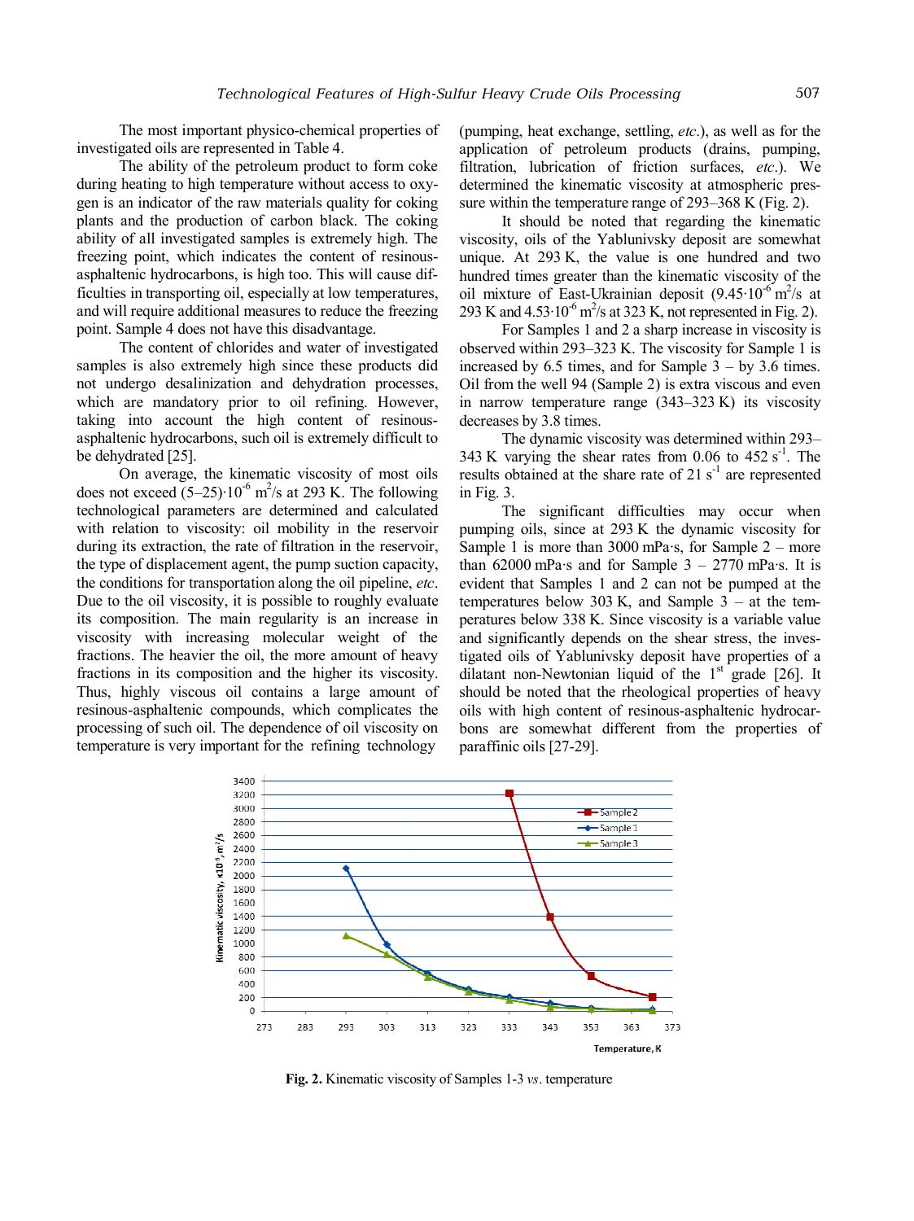The most important physico-chemical properties of investigated oils are represented in Table 4.

The ability of the petroleum product to form coke during heating to high temperature without access to oxygen is an indicator of the raw materials quality for coking plants and the production of carbon black. The coking ability of all investigated samples is extremely high. The freezing point, which indicates the content of resinous-asphaltenic hydrocarbons, is high too. This will cause difficulties in transporting oil, especially at low temperatures, and will require additional measures to reduce the freezing point. Sample 4 does not have this disadvantage.

The content of chlorides and water of investigated samples is also extremely high since these products did not undergo desalinization and dehydration processes, which are mandatory prior to oil refining. However, taking into account the high content of resinous-asphaltenic hydrocarbons, such oil is extremely difficult to be dehydrated [25].

On average, the kinematic viscosity of most oils does not exceed $(5–25)\cdot10^{-6}$ m$^2$/s at 293 K. The following technological parameters are determined and calculated with relation to viscosity: oil mobility in the reservoir during its extraction, the rate of filtration in the reservoir, the type of displacement agent, the pump suction capacity, the conditions for transportation along the oil pipeline, *etc*. Due to the oil viscosity, it is possible to roughly evaluate its composition. The main regularity is an increase in viscosity with increasing molecular weight of the fractions. The heavier the oil, the more amount of heavy fractions in its composition and the higher its viscosity. Thus, highly viscous oil contains a large amount of resinous-asphaltenic compounds, which complicates the processing of such oil. The dependence of oil viscosity on temperature is very important for the refining technology (pumping, heat exchange, settling, *etc*.), as well as for the application of petroleum products (drains, pumping, filtration, lubrication of friction surfaces, *etc*.). We determined the kinematic viscosity at atmospheric pressure within the temperature range of 293–368 K (Fig. 2).

It should be noted that regarding the kinematic viscosity, oils of the Yablunivsky deposit are somewhat unique. At 293 K, the value is one hundred and two hundred times greater than the kinematic viscosity of the oil mixture of East-Ukrainian deposit ($9.45\cdot10^{-6}$ m$^2$/s at 293 K and $4.53\cdot10^{-6}$ m$^2$/s at 323 K, not represented in Fig. 2).

For Samples 1 and 2 a sharp increase in viscosity is observed within 293–323 K. The viscosity for Sample 1 is increased by 6.5 times, and for Sample 3 – by 3.6 times. Oil from the well 94 (Sample 2) is extra viscous and even in narrow temperature range (343–323 K) its viscosity decreases by 3.8 times.

The dynamic viscosity was determined within 293–343 K varying the shear rates from 0.06 to 452 s$^{-1}$. The results obtained at the share rate of 21 s$^{-1}$ are represented in Fig. 3.

The significant difficulties may occur when pumping oils, since at 293 K the dynamic viscosity for Sample 1 is more than 3000 mPa·s, for Sample 2 – more than 62000 mPa·s and for Sample 3 – 2770 mPa·s. It is evident that Samples 1 and 2 can not be pumped at the temperatures below 303 K, and Sample 3 – at the temperatures below 338 K. Since viscosity is a variable value and significantly depends on the shear stress, the investigated oils of Yablunivsky deposit have properties of a dilatant non-Newtonian liquid of the 1[st] grade [26]. It should be noted that the rheological properties of heavy oils with high content of resinous-asphaltenic hydrocarbons are somewhat different from the properties of paraffinic oils [27-29].

**Fig. 2.** Kinematic viscosity of Samples 1-3 *vs*. temperature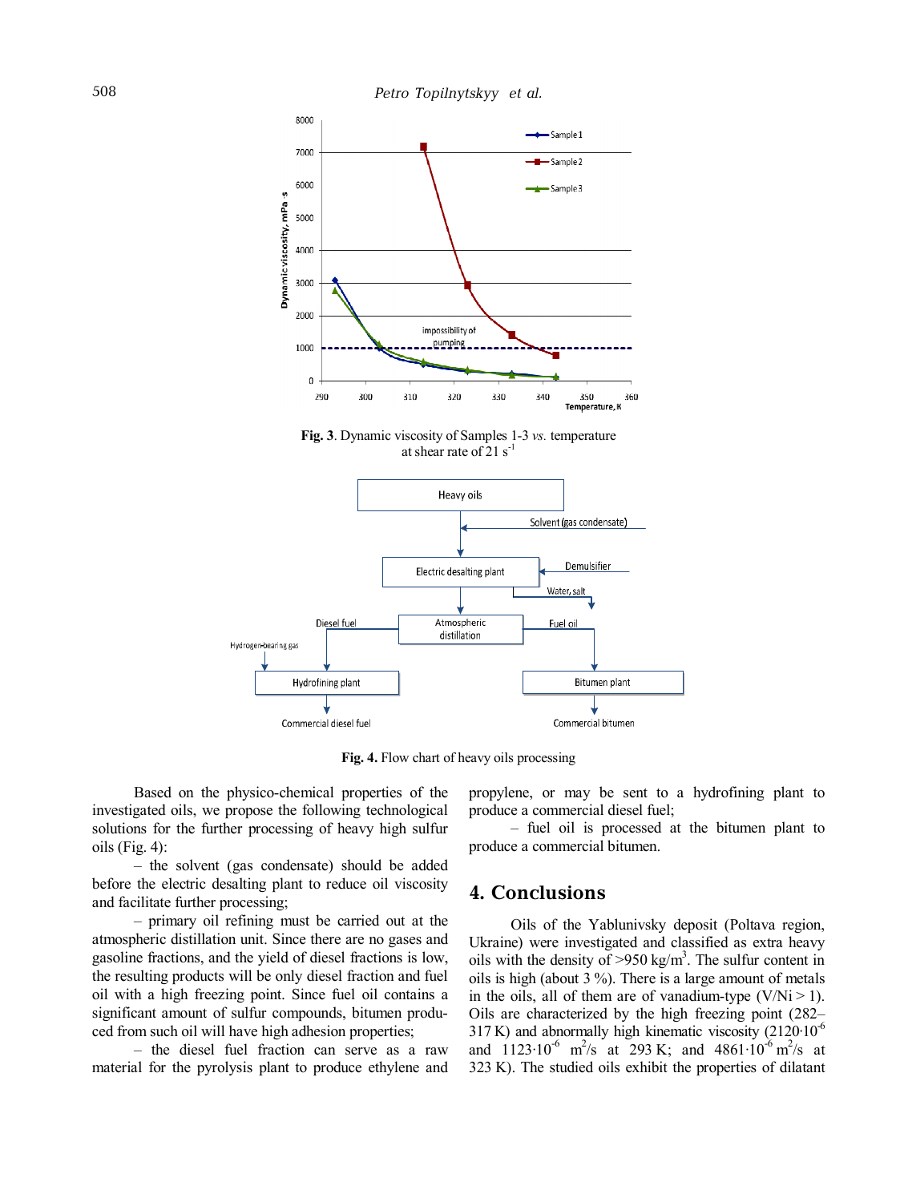**Fig. 3**. Dynamic viscosity of Samples 1-3 *vs.* temperature at shear rate of 21 $s^{-1}$

**Fig. 4.** Flow chart of heavy oils processing

Based on the physico-chemical properties of the investigated oils, we propose the following technological solutions for the further processing of heavy high sulfur oils (Fig. 4):

– the solvent (gas condensate) should be added before the electric desalting plant to reduce oil viscosity and facilitate further processing;

– primary oil refining must be carried out at the atmospheric distillation unit. Since there are no gases and gasoline fractions, and the yield of diesel fractions is low, the resulting products will be only diesel fraction and fuel oil with a high freezing point. Since fuel oil contains a significant amount of sulfur compounds, bitumen produced from such oil will have high adhesion properties;

– the diesel fuel fraction can serve as a raw material for the pyrolysis plant to produce ethylene and propylene, or may be sent to a hydrofining plant to produce a commercial diesel fuel;

– fuel oil is processed at the bitumen plant to produce a commercial bitumen.

## 4. Conclusions

Oils of the Yablunivsky deposit (Poltava region, Ukraine) were investigated and classified as extra heavy oils with the density of >950 $kg/m^3$. The sulfur content in oils is high (about 3 %). There is a large amount of metals in the oils, all of them are of vanadium-type (V/Ni > 1). Oils are characterized by the high freezing point (282–317 K) and abnormally high kinematic viscosity ($2120 \cdot 10^{-6}$ and $1123 \cdot 10^{-6}$ $m^2/s$ at 293 K; and $4861 \cdot 10^{-6}$ $m^2/s$ at 323 K). The studied oils exhibit the properties of dilatant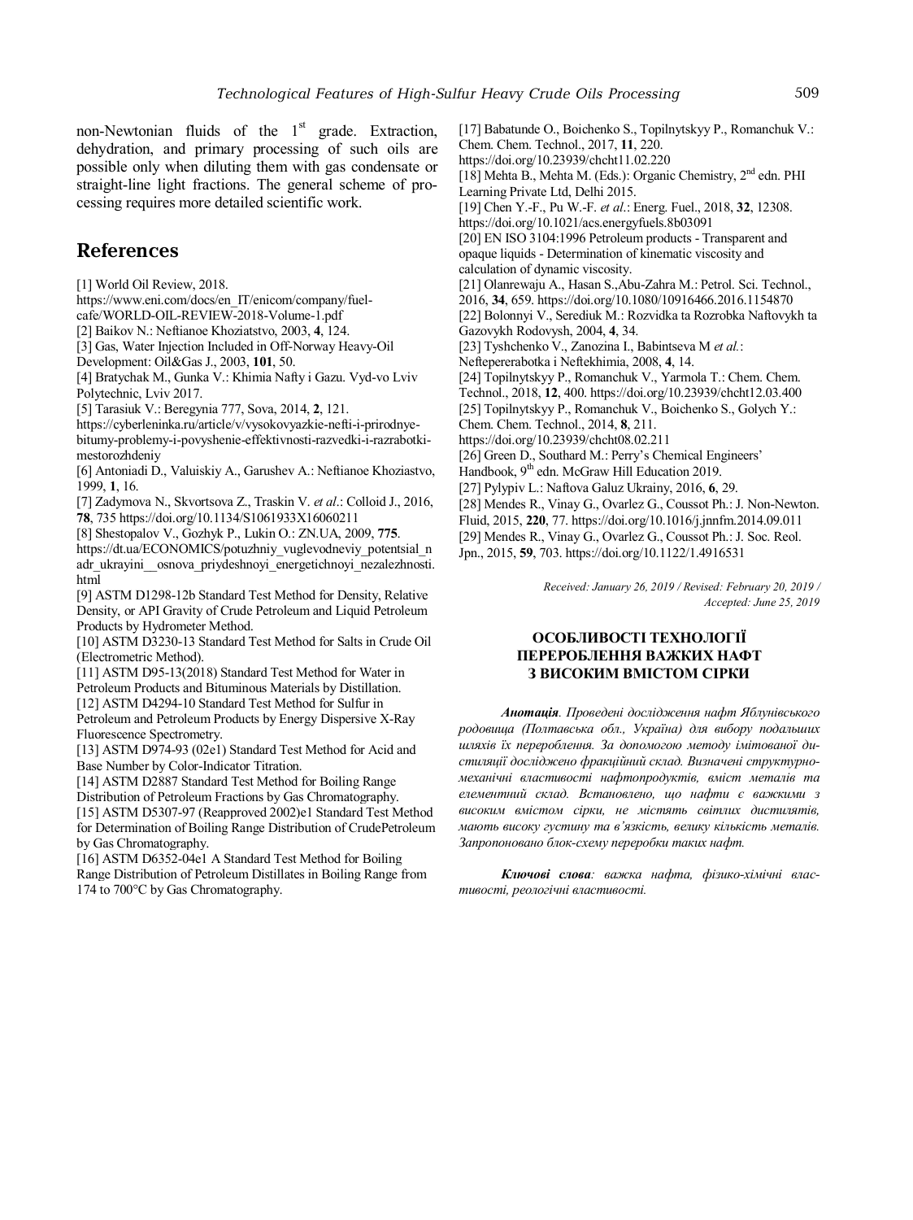non-Newtonian fluids of the 1st grade. Extraction, dehydration, and primary processing of such oils are possible only when diluting them with gas condensate or straight-line light fractions. The general scheme of processing requires more detailed scientific work.

## References

[1] World Oil Review, 2018. https://www.eni.com/docs/en_IT/enicom/company/fuel-cafe/WORLD-OIL-REVIEW-2018-Volume-1.pdf

[2] Baikov N.: Neftianoe Khoziatstvo, 2003, **4**, 124.

[3] Gas, Water Injection Included in Off-Norway Heavy-Oil Development: Oil&Gas J., 2003, **101**, 50.

[4] Bratychak M., Gunka V.: Khimia Nafty i Gazu. Vyd-vo Lviv Polytechnic, Lviv 2017.

[5] Tarasiuk V.: Beregynia 777, Sova, 2014, **2**, 121. https://cyberleninka.ru/article/v/vysokovyazkie-nefti-i-prirodnye-bitumy-problemy-i-povyshenie-effektivnosti-razvedki-i-razrabotki-mestorozhdeniy

[6] Antoniadi D., Valuiskiy A., Garushev A.: Neftianoe Khoziastvo, 1999, **1**, 16.

[7] Zadymova N., Skvortsova Z., Traskin V. *et al*.: Colloid J., 2016, **78**, 735 https://doi.org/10.1134/S1061933X16060211

[8] Shestopalov V., Gozhyk P., Lukin O.: ZN.UA, 2009, **775**. https://dt.ua/ECONOMICS/potuzhniy_vuglevodneviy_potentsial_nadr_ukrayini__osnova_priydeshnoyi_energetichnoyi_nezalezhnosti.html

[9] ASTM D1298-12b Standard Test Method for Density, Relative Density, or API Gravity of Crude Petroleum and Liquid Petroleum Products by Hydrometer Method.

[10] ASTM D3230-13 Standard Test Method for Salts in Crude Oil (Electrometric Method).

[11] ASTM D95-13(2018) Standard Test Method for Water in Petroleum Products and Bituminous Materials by Distillation.

[12] ASTM D4294-10 Standard Test Method for Sulfur in Petroleum and Petroleum Products by Energy Dispersive X-Ray Fluorescence Spectrometry.

[13] ASTM D974-93 (02e1) Standard Test Method for Acid and Base Number by Color-Indicator Titration.

[14] ASTM D2887 Standard Test Method for Boiling Range Distribution of Petroleum Fractions by Gas Chromatography.

[15] ASTM D5307-97 (Reapproved 2002)e1 Standard Test Method for Determination of Boiling Range Distribution of CrudePetroleum by Gas Chromatography.

[16] ASTM D6352-04e1 A Standard Test Method for Boiling Range Distribution of Petroleum Distillates in Boiling Range from 174 to 700°C by Gas Chromatography.

[17] Babatunde O., Boichenko S., Topilnytskyy P., Romanchuk V.: Chem. Chem. Technol., 2017, **11**, 220. https://doi.org/10.23939/chcht11.02.220

[18] Mehta B., Mehta M. (Eds.): Organic Chemistry, 2nd edn. PHI Learning Private Ltd, Delhi 2015.

[19] Chen Y.-F., Pu W.-F. *et al*.: Energ. Fuel., 2018, **32**, 12308. https://doi.org/10.1021/acs.energyfuels.8b03091

[20] EN ISO 3104:1996 Petroleum products - Transparent and opaque liquids - Determination of kinematic viscosity and calculation of dynamic viscosity.

[21] Olanrewaju A., Hasan S.,Abu-Zahra M.: Petrol. Sci. Technol., 2016, **34**, 659. https://doi.org/10.1080/10916466.2016.1154870

[22] Bolonnyi V., Serediuk M.: Rozvidka ta Rozrobka Naftovykh ta Gazovykh Rodovysh, 2004, **4**, 34.

[23] Tyshchenko V., Zanozina I., Babintseva M *et al.*: Neftepererabotka i Neftekhimia, 2008, **4**, 14.

[24] Topilnytskyy P., Romanchuk V., Yarmola T.: Chem. Chem. Technol., 2018, **12**, 400. https://doi.org/10.23939/chcht12.03.400

[25] Topilnytskyy P., Romanchuk V., Boichenko S., Golych Y.: Chem. Chem. Technol., 2014, **8**, 211. https://doi.org/10.23939/chcht08.02.211

[26] Green D., Southard M.: Perry's Chemical Engineers' Handbook, 9th edn. McGraw Hill Education 2019.

[27] Pylypiv L.: Naftova Galuz Ukrainy, 2016, **6**, 29.

[28] Mendes R., Vinay G., Ovarlez G., Coussot Ph.: J. Non-Newton. Fluid, 2015, **220**, 77. https://doi.org/10.1016/j.jnnfm.2014.09.011

[29] Mendes R., Vinay G., Ovarlez G., Coussot Ph.: J. Soc. Reol. Jpn., 2015, **59**, 703. https://doi.org/10.1122/1.4916531

*Received: January 26, 2019 / Revised: February 20, 2019 / Accepted: June 25, 2019*

### ОСОБЛИВОСТІ ТЕХНОЛОГІЇ ПЕРЕРОБЛЕННЯ ВАЖКИХ НАФТ З ВИСОКИМ ВМІСТОМ СІРКИ

***Анотація**. Проведені дослідження нафт Яблунівського родовища (Полтавська обл., Україна) для вибору подальших шляхів їх перероблення. За допомогою методу імітованої дистиляції досліджено фракційний склад. Визначені структурно-механічні властивості нафтопродуктів, вміст металів та елементний склад. Встановлено, що нафти є важкими з високим вмістом сірки, не містять світлих дистилятів, мають високу густину та в'язкість, велику кількість металів. Запропоновано блок-схему переробки таких нафт.*

***Ключові слова**: важка нафта, фізико-хімічні властивості, реологічні властивості.*